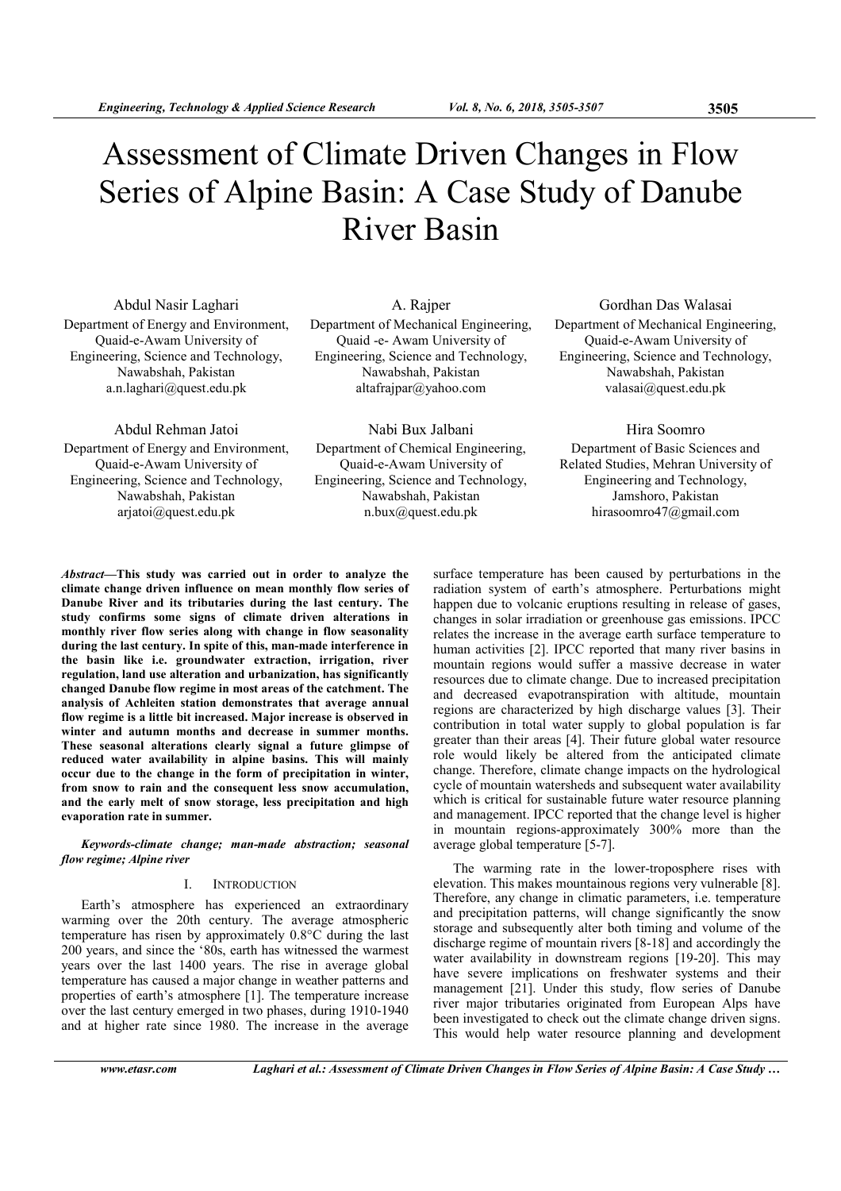# Assessment of Climate Driven Changes in Flow Series of Alpine Basin: A Case Study of Danube River Basin

Abdul Nasir Laghari
Department of Energy and Environment, Quaid-e-Awam University of Engineering, Science and Technology, Nawabshah, Pakistan
a.n.laghari@quest.edu.pk

A. Rajper
Department of Mechanical Engineering, Quaid -e- Awam University of Engineering, Science and Technology, Nawabshah, Pakistan
altafrajpar@yahoo.com

Gordhan Das Walasai
Department of Mechanical Engineering, Quaid-e-Awam University of Engineering, Science and Technology, Nawabshah, Pakistan
valasai@quest.edu.pk

Abdul Rehman Jatoi
Department of Energy and Environment, Quaid-e-Awam University of Engineering, Science and Technology, Nawabshah, Pakistan
arjatoi@quest.edu.pk

Nabi Bux Jalbani
Department of Chemical Engineering, Quaid-e-Awam University of Engineering, Science and Technology, Nawabshah, Pakistan
n.bux@quest.edu.pk

Hira Soomro
Department of Basic Sciences and Related Studies, Mehran University of Engineering and Technology, Jamshoro, Pakistan
hirasoomro47@gmail.com

***Abstract*—This study was carried out in order to analyze the climate change driven influence on mean monthly flow series of Danube River and its tributaries during the last century. The study confirms some signs of climate driven alterations in monthly river flow series along with change in flow seasonality during the last century. In spite of this, man-made interference in the basin like i.e. groundwater extraction, irrigation, river regulation, land use alteration and urbanization, has significantly changed Danube flow regime in most areas of the catchment. The analysis of Achleiten station demonstrates that average annual flow regime is a little bit increased. Major increase is observed in winter and autumn months and decrease in summer months. These seasonal alterations clearly signal a future glimpse of reduced water availability in alpine basins. This will mainly occur due to the change in the form of precipitation in winter, from snow to rain and the consequent less snow accumulation, and the early melt of snow storage, less precipitation and high evaporation rate in summer.**

***Keywords-climate change; man-made abstraction; seasonal flow regime; Alpine river***

## I. Introduction

Earth's atmosphere has experienced an extraordinary warming over the 20th century. The average atmospheric temperature has risen by approximately 0.8°C during the last 200 years, and since the '80s, earth has witnessed the warmest years over the last 1400 years. The rise in average global temperature has caused a major change in weather patterns and properties of earth's atmosphere [1]. The temperature increase over the last century emerged in two phases, during 1910-1940 and at higher rate since 1980. The increase in the average surface temperature has been caused by perturbations in the radiation system of earth's atmosphere. Perturbations might happen due to volcanic eruptions resulting in release of gases, changes in solar irradiation or greenhouse gas emissions. IPCC relates the increase in the average earth surface temperature to human activities [2]. IPCC reported that many river basins in mountain regions would suffer a massive decrease in water resources due to climate change. Due to increased precipitation and decreased evapotranspiration with altitude, mountain regions are characterized by high discharge values [3]. Their contribution in total water supply to global population is far greater than their areas [4]. Their future global water resource role would likely be altered from the anticipated climate change. Therefore, climate change impacts on the hydrological cycle of mountain watersheds and subsequent water availability which is critical for sustainable future water resource planning and management. IPCC reported that the change level is higher in mountain regions-approximately 300% more than the average global temperature [5-7].

The warming rate in the lower-troposphere rises with elevation. This makes mountainous regions very vulnerable [8]. Therefore, any change in climatic parameters, i.e. temperature and precipitation patterns, will change significantly the snow storage and subsequently alter both timing and volume of the discharge regime of mountain rivers [8-18] and accordingly the water availability in downstream regions [19-20]. This may have severe implications on freshwater systems and their management [21]. Under this study, flow series of Danube river major tributaries originated from European Alps have been investigated to check out the climate change driven signs. This would help water resource planning and development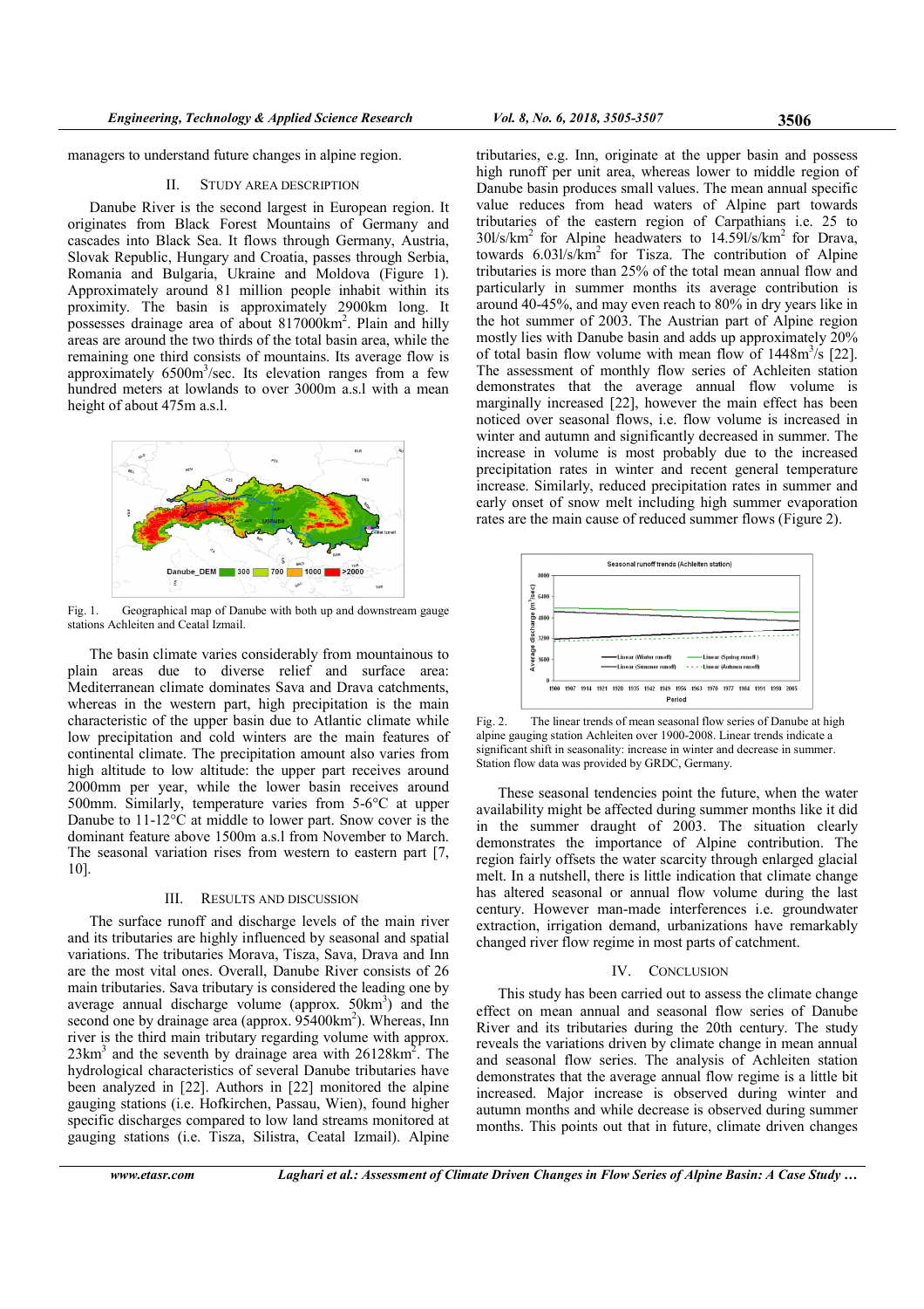managers to understand future changes in alpine region.

## II. STUDY AREA DESCRIPTION

Danube River is the second largest in European region. It originates from Black Forest Mountains of Germany and cascades into Black Sea. It flows through Germany, Austria, Slovak Republic, Hungary and Croatia, passes through Serbia, Romania and Bulgaria, Ukraine and Moldova (Figure 1). Approximately around 81 million people inhabit within its proximity. The basin is approximately 2900km long. It possesses drainage area of about 817000km$^2$. Plain and hilly areas are around the two thirds of the total basin area, while the remaining one third consists of mountains. Its average flow is approximately 6500m$^3$/sec. Its elevation ranges from a few hundred meters at lowlands to over 3000m a.s.l with a mean height of about 475m a.s.l.

Fig. 1. Geographical map of Danube with both up and downstream gauge stations Achleiten and Ceatal Izmail.

The basin climate varies considerably from mountainous to plain areas due to diverse relief and surface area: Mediterranean climate dominates Sava and Drava catchments, whereas in the western part, high precipitation is the main characteristic of the upper basin due to Atlantic climate while low precipitation and cold winters are the main features of continental climate. The precipitation amount also varies from high altitude to low altitude: the upper part receives around 2000mm per year, while the lower basin receives around 500mm. Similarly, temperature varies from 5-6°C at upper Danube to 11-12°C at middle to lower part. Snow cover is the dominant feature above 1500m a.s.l from November to March. The seasonal variation rises from western to eastern part [7, 10].

## III. RESULTS AND DISCUSSION

The surface runoff and discharge levels of the main river and its tributaries are highly influenced by seasonal and spatial variations. The tributaries Morava, Tisza, Sava, Drava and Inn are the most vital ones. Overall, Danube River consists of 26 main tributaries. Sava tributary is considered the leading one by average annual discharge volume (approx. 50km$^3$) and the second one by drainage area (approx. 95400km$^2$). Whereas, Inn river is the third main tributary regarding volume with approx. 23km$^3$ and the seventh by drainage area with 26128km$^2$. The hydrological characteristics of several Danube tributaries have been analyzed in [22]. Authors in [22] monitored the alpine gauging stations (i.e. Hofkirchen, Passau, Wien), found higher specific discharges compared to low land streams monitored at gauging stations (i.e. Tisza, Silistra, Ceatal Izmail). Alpine tributaries, e.g. Inn, originate at the upper basin and possess high runoff per unit area, whereas lower to middle region of Danube basin produces small values. The mean annual specific value reduces from head waters of Alpine part towards tributaries of the eastern region of Carpathians i.e. 25 to 30l/s/km$^2$ for Alpine headwaters to 14.59l/s/km$^2$ for Drava, towards 6.03l/s/km$^2$ for Tisza. The contribution of Alpine tributaries is more than 25% of the total mean annual flow and particularly in summer months its average contribution is around 40-45%, and may even reach to 80% in dry years like in the hot summer of 2003. The Austrian part of Alpine region mostly lies with Danube basin and adds up approximately 20% of total basin flow volume with mean flow of 1448m$^3$/s [22]. The assessment of monthly flow series of Achleiten station demonstrates that the average annual flow volume is marginally increased [22], however the main effect has been noticed over seasonal flows, i.e. flow volume is increased in winter and autumn and significantly decreased in summer. The increase in volume is most probably due to the increased precipitation rates in winter and recent general temperature increase. Similarly, reduced precipitation rates in summer and early onset of snow melt including high summer evaporation rates are the main cause of reduced summer flows (Figure 2).

Fig. 2. The linear trends of mean seasonal flow series of Danube at high alpine gauging station Achleiten over 1900-2008. Linear trends indicate a significant shift in seasonality: increase in winter and decrease in summer. Station flow data was provided by GRDC, Germany.

These seasonal tendencies point the future, when the water availability might be affected during summer months like it did in the summer draught of 2003. The situation clearly demonstrates the importance of Alpine contribution. The region fairly offsets the water scarcity through enlarged glacial melt. In a nutshell, there is little indication that climate change has altered seasonal or annual flow volume during the last century. However man-made interferences i.e. groundwater extraction, irrigation demand, urbanizations have remarkably changed river flow regime in most parts of catchment.

## IV. CONCLUSION

This study has been carried out to assess the climate change effect on mean annual and seasonal flow series of Danube River and its tributaries during the 20th century. The study reveals the variations driven by climate change in mean annual and seasonal flow series. The analysis of Achleiten station demonstrates that the average annual flow regime is a little bit increased. Major increase is observed during winter and autumn months and while decrease is observed during summer months. This points out that in future, climate driven changes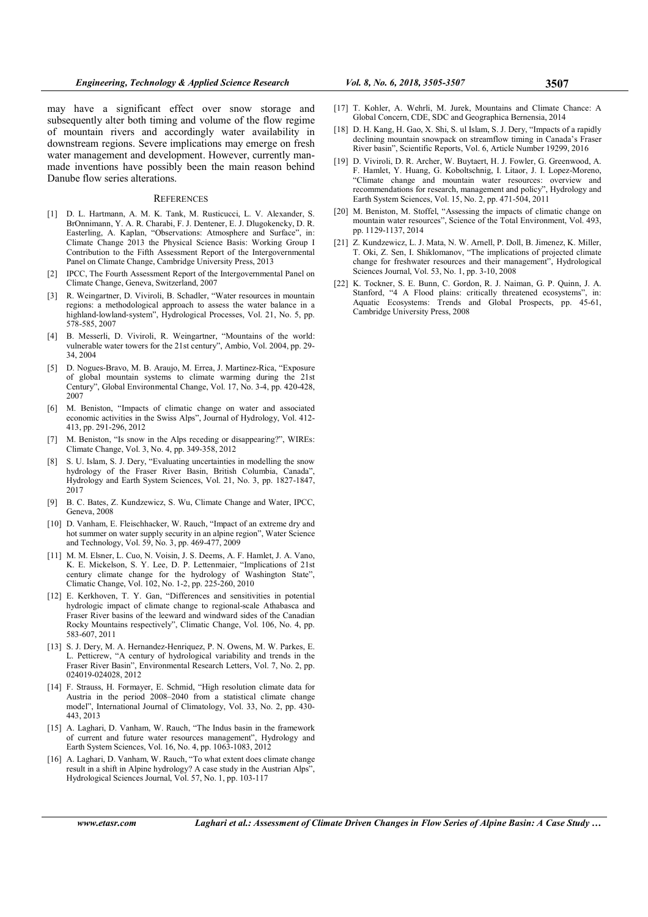may have a significant effect over snow storage and subsequently alter both timing and volume of the flow regime of mountain rivers and accordingly water availability in downstream regions. Severe implications may emerge on fresh water management and development. However, currently man-made inventions have possibly been the main reason behind Danube flow series alterations.

## REFERENCES

[1] D. L. Hartmann, A. M. K. Tank, M. Rusticucci, L. V. Alexander, S. BrOnnimann, Y. A. R. Charabi, F. J. Dentener, E. J. Dlugokencky, D. R. Easterling, A. Kaplan, "Observations: Atmosphere and Surface", in: Climate Change 2013 the Physical Science Basis: Working Group I Contribution to the Fifth Assessment Report of the Intergovernmental Panel on Climate Change, Cambridge University Press, 2013

[2] IPCC, The Fourth Assessment Report of the Intergovernmental Panel on Climate Change, Geneva, Switzerland, 2007

[3] R. Weingartner, D. Viviroli, B. Schadler, "Water resources in mountain regions: a methodological approach to assess the water balance in a highland-lowland-system", Hydrological Processes, Vol. 21, No. 5, pp. 578-585, 2007

[4] B. Messerli, D. Viviroli, R. Weingartner, "Mountains of the world: vulnerable water towers for the 21st century", Ambio, Vol. 2004, pp. 29-34, 2004

[5] D. Nogues-Bravo, M. B. Araujo, M. Errea, J. Martinez-Rica, "Exposure of global mountain systems to climate warming during the 21st Century", Global Environmental Change, Vol. 17, No. 3-4, pp. 420-428, 2007

[6] M. Beniston, "Impacts of climatic change on water and associated economic activities in the Swiss Alps", Journal of Hydrology, Vol. 412-413, pp. 291-296, 2012

[7] M. Beniston, "Is snow in the Alps receding or disappearing?", WIREs: Climate Change, Vol. 3, No. 4, pp. 349-358, 2012

[8] S. U. Islam, S. J. Dery, "Evaluating uncertainties in modelling the snow hydrology of the Fraser River Basin, British Columbia, Canada", Hydrology and Earth System Sciences, Vol. 21, No. 3, pp. 1827-1847, 2017

[9] B. C. Bates, Z. Kundzewicz, S. Wu, Climate Change and Water, IPCC, Geneva, 2008

[10] D. Vanham, E. Fleischhacker, W. Rauch, "Impact of an extreme dry and hot summer on water supply security in an alpine region", Water Science and Technology, Vol. 59, No. 3, pp. 469-477, 2009

[11] M. M. Elsner, L. Cuo, N. Voisin, J. S. Deems, A. F. Hamlet, J. A. Vano, K. E. Mickelson, S. Y. Lee, D. P. Lettenmaier, "Implications of 21st century climate change for the hydrology of Washington State", Climatic Change, Vol. 102, No. 1-2, pp. 225-260, 2010

[12] E. Kerkhoven, T. Y. Gan, "Differences and sensitivities in potential hydrologic impact of climate change to regional-scale Athabasca and Fraser River basins of the leeward and windward sides of the Canadian Rocky Mountains respectively", Climatic Change, Vol. 106, No. 4, pp. 583-607, 2011

[13] S. J. Dery, M. A. Hernandez-Henriquez, P. N. Owens, M. W. Parkes, E. L. Petticrew, "A century of hydrological variability and trends in the Fraser River Basin", Environmental Research Letters, Vol. 7, No. 2, pp. 024019-024028, 2012

[14] F. Strauss, H. Formayer, E. Schmid, "High resolution climate data for Austria in the period 2008–2040 from a statistical climate change model", International Journal of Climatology, Vol. 33, No. 2, pp. 430-443, 2013

[15] A. Laghari, D. Vanham, W. Rauch, "The Indus basin in the framework of current and future water resources management", Hydrology and Earth System Sciences, Vol. 16, No. 4, pp. 1063-1083, 2012

[16] A. Laghari, D. Vanham, W. Rauch, "To what extent does climate change result in a shift in Alpine hydrology? A case study in the Austrian Alps", Hydrological Sciences Journal, Vol. 57, No. 1, pp. 103-117

[17] T. Kohler, A. Wehrli, M. Jurek, Mountains and Climate Chance: A Global Concern, CDE, SDC and Geographica Bernensia, 2014

[18] D. H. Kang, H. Gao, X. Shi, S. ul Islam, S. J. Dery, "Impacts of a rapidly declining mountain snowpack on streamflow timing in Canada's Fraser River basin", Scientific Reports, Vol. 6, Article Number 19299, 2016

[19] D. Viviroli, D. R. Archer, W. Buytaert, H. J. Fowler, G. Greenwood, A. F. Hamlet, Y. Huang, G. Koboltschnig, I. Litaor, J. I. Lopez-Moreno, "Climate change and mountain water resources: overview and recommendations for research, management and policy", Hydrology and Earth System Sciences, Vol. 15, No. 2, pp. 471-504, 2011

[20] M. Beniston, M. Stoffel, "Assessing the impacts of climatic change on mountain water resources", Science of the Total Environment, Vol. 493, pp. 1129-1137, 2014

[21] Z. Kundzewicz, L. J. Mata, N. W. Arnell, P. Doll, B. Jimenez, K. Miller, T. Oki, Z. Sen, I. Shiklomanov, "The implications of projected climate change for freshwater resources and their management", Hydrological Sciences Journal, Vol. 53, No. 1, pp. 3-10, 2008

[22] K. Tockner, S. E. Bunn, C. Gordon, R. J. Naiman, G. P. Quinn, J. A. Stanford, "4 A Flood plains: critically threatened ecosystems", in: Aquatic Ecosystems: Trends and Global Prospects, pp. 45-61, Cambridge University Press, 2008